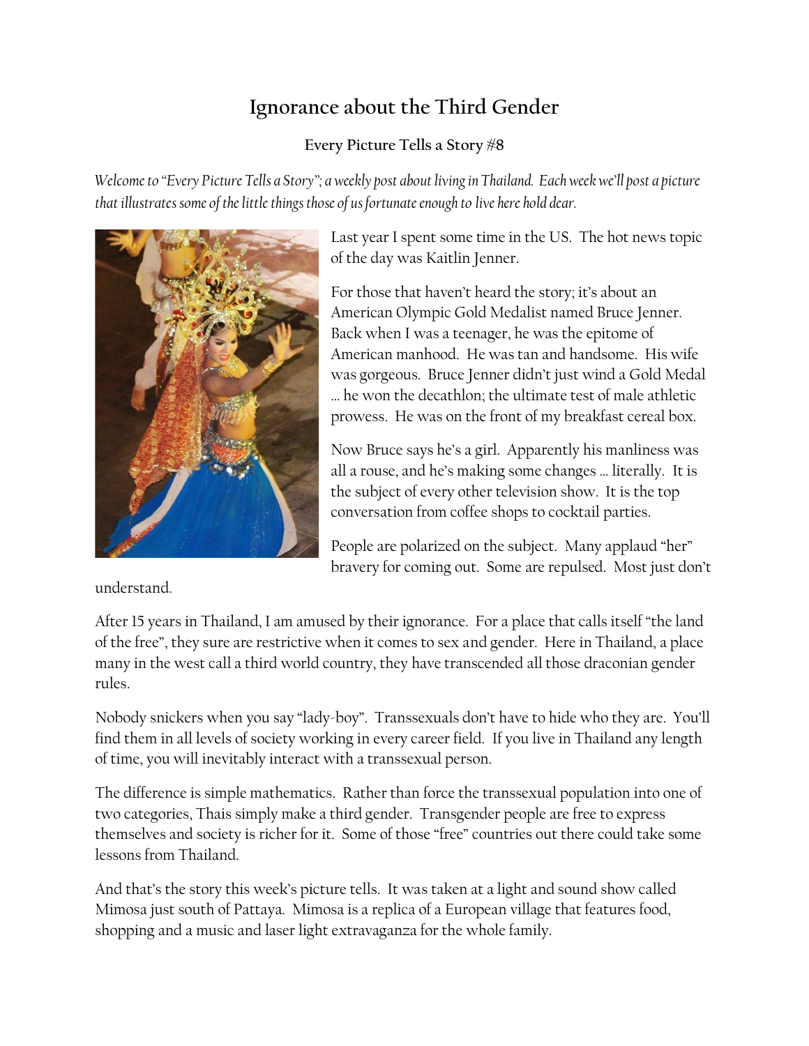# Ignorance about the Third Gender

### Every Picture Tells a Story #8

*Welcome to "Every Picture Tells a Story"; a weekly post about living in Thailand. Each week we'll post a picture that illustrates some of the little things those of us fortunate enough to live here hold dear.*

Last year I spent some time in the US. The hot news topic of the day was Kaitlin Jenner.

For those that haven't heard the story; it's about an American Olympic Gold Medalist named Bruce Jenner. Back when I was a teenager, he was the epitome of American manhood. He was tan and handsome. His wife was gorgeous. Bruce Jenner didn't just wind a Gold Medal … he won the decathlon; the ultimate test of male athletic prowess. He was on the front of my breakfast cereal box.

Now Bruce says he's a girl. Apparently his manliness was all a rouse, and he's making some changes … literally. It is the subject of every other television show. It is the top conversation from coffee shops to cocktail parties.

People are polarized on the subject. Many applaud "her" bravery for coming out. Some are repulsed. Most just don't understand.

After 15 years in Thailand, I am amused by their ignorance. For a place that calls itself "the land of the free", they sure are restrictive when it comes to sex and gender. Here in Thailand, a place many in the west call a third world country, they have transcended all those draconian gender rules.

Nobody snickers when you say "lady-boy". Transsexuals don't have to hide who they are. You'll find them in all levels of society working in every career field. If you live in Thailand any length of time, you will inevitably interact with a transsexual person.

The difference is simple mathematics. Rather than force the transsexual population into one of two categories, Thais simply make a third gender. Transgender people are free to express themselves and society is richer for it. Some of those "free" countries out there could take some lessons from Thailand.

And that's the story this week's picture tells. It was taken at a light and sound show called Mimosa just south of Pattaya. Mimosa is a replica of a European village that features food, shopping and a music and laser light extravaganza for the whole family.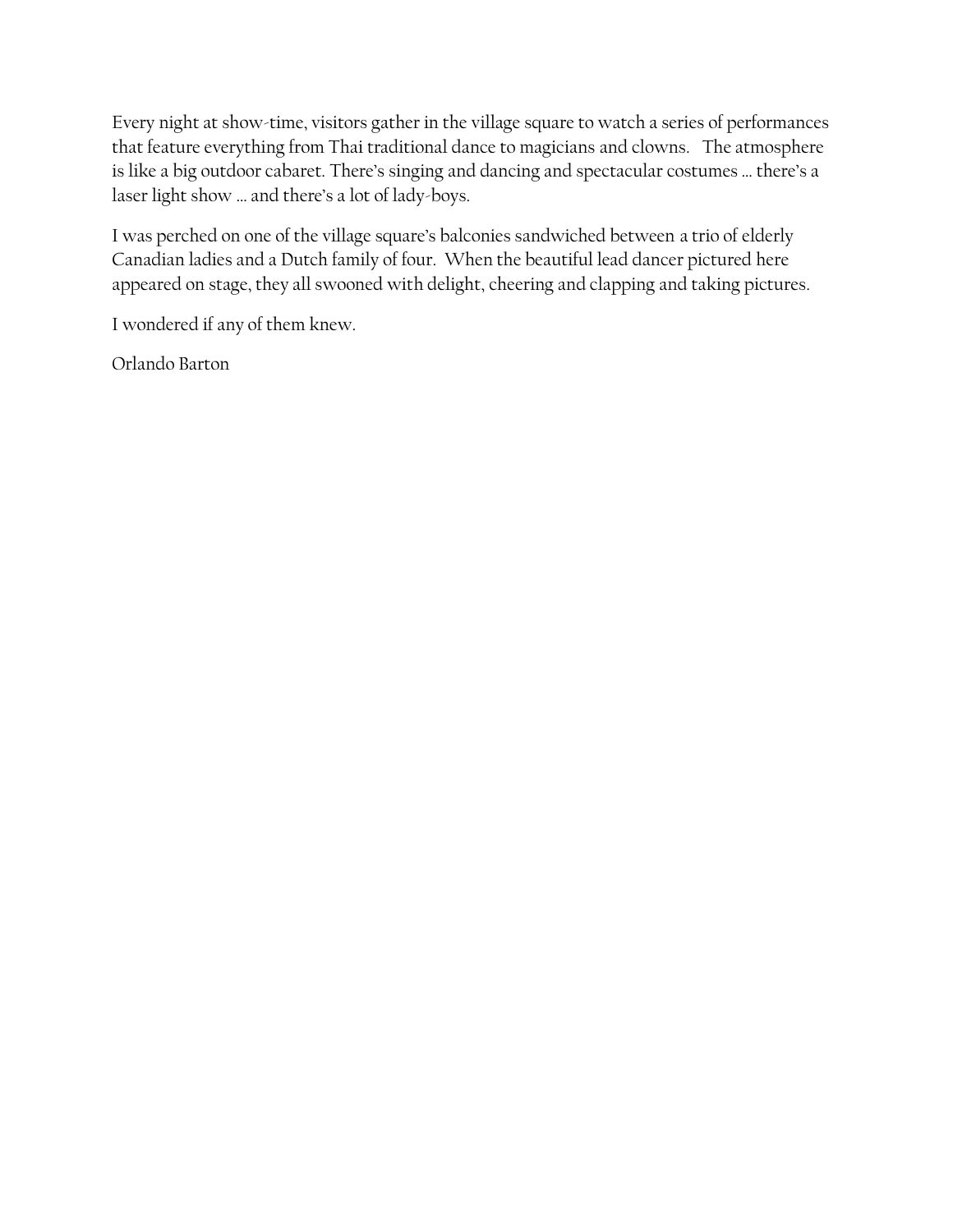Every night at show-time, visitors gather in the village square to watch a series of performances that feature everything from Thai traditional dance to magicians and clowns. The atmosphere is like a big outdoor cabaret. There's singing and dancing and spectacular costumes … there's a laser light show … and there's a lot of lady-boys.

I was perched on one of the village square's balconies sandwiched between a trio of elderly Canadian ladies and a Dutch family of four. When the beautiful lead dancer pictured here appeared on stage, they all swooned with delight, cheering and clapping and taking pictures.

I wondered if any of them knew.

Orlando Barton